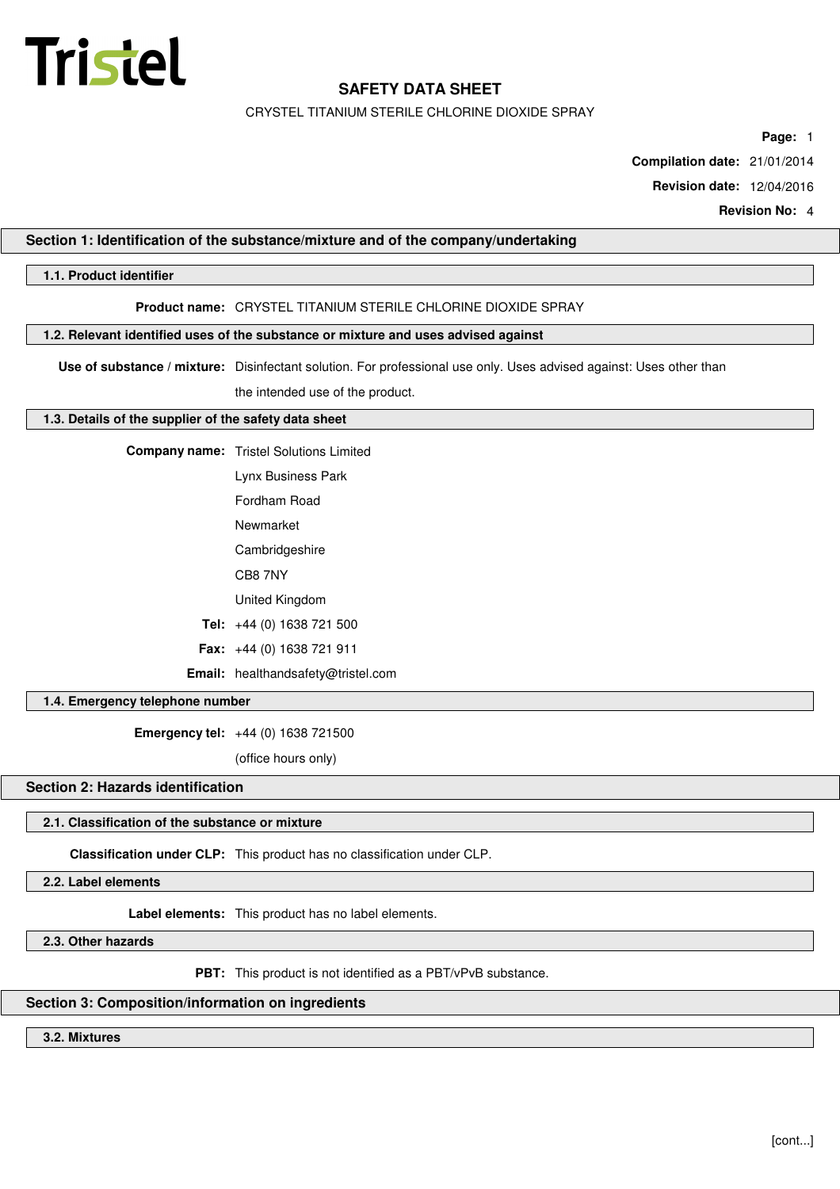# SAFETY DATA SHEET

CRYSTEL TITANIUM STERILE CHLORINE DIOXIDE SPRAY

**Compilation date:** 21/01/2014

**Revision date:** 12/04/2016

**Revision No:** 4

## Section 1: Identification of the substance/mixture and of the company/undertaking

### 1.1. Product identifier

**Product name:** CRYSTEL TITANIUM STERILE CHLORINE DIOXIDE SPRAY

### 1.2. Relevant identified uses of the substance or mixture and uses advised against

**Use of substance / mixture:** Disinfectant solution. For professional use only. Uses advised against: Uses other than the intended use of the product.

### 1.3. Details of the supplier of the safety data sheet

**Company name:** Tristel Solutions Limited
Lynx Business Park
Fordham Road
Newmarket
Cambridgeshire
CB8 7NY
United Kingdom

**Tel:** +44 (0) 1638 721 500

**Fax:** +44 (0) 1638 721 911

**Email:** healthandsafety@tristel.com

### 1.4. Emergency telephone number

**Emergency tel:** +44 (0) 1638 721500
(office hours only)

## Section 2: Hazards identification

### 2.1. Classification of the substance or mixture

**Classification under CLP:** This product has no classification under CLP.

### 2.2. Label elements

**Label elements:** This product has no label elements.

### 2.3. Other hazards

**PBT:** This product is not identified as a PBT/vPvB substance.

## Section 3: Composition/information on ingredients

### 3.2. Mixtures

[cont...]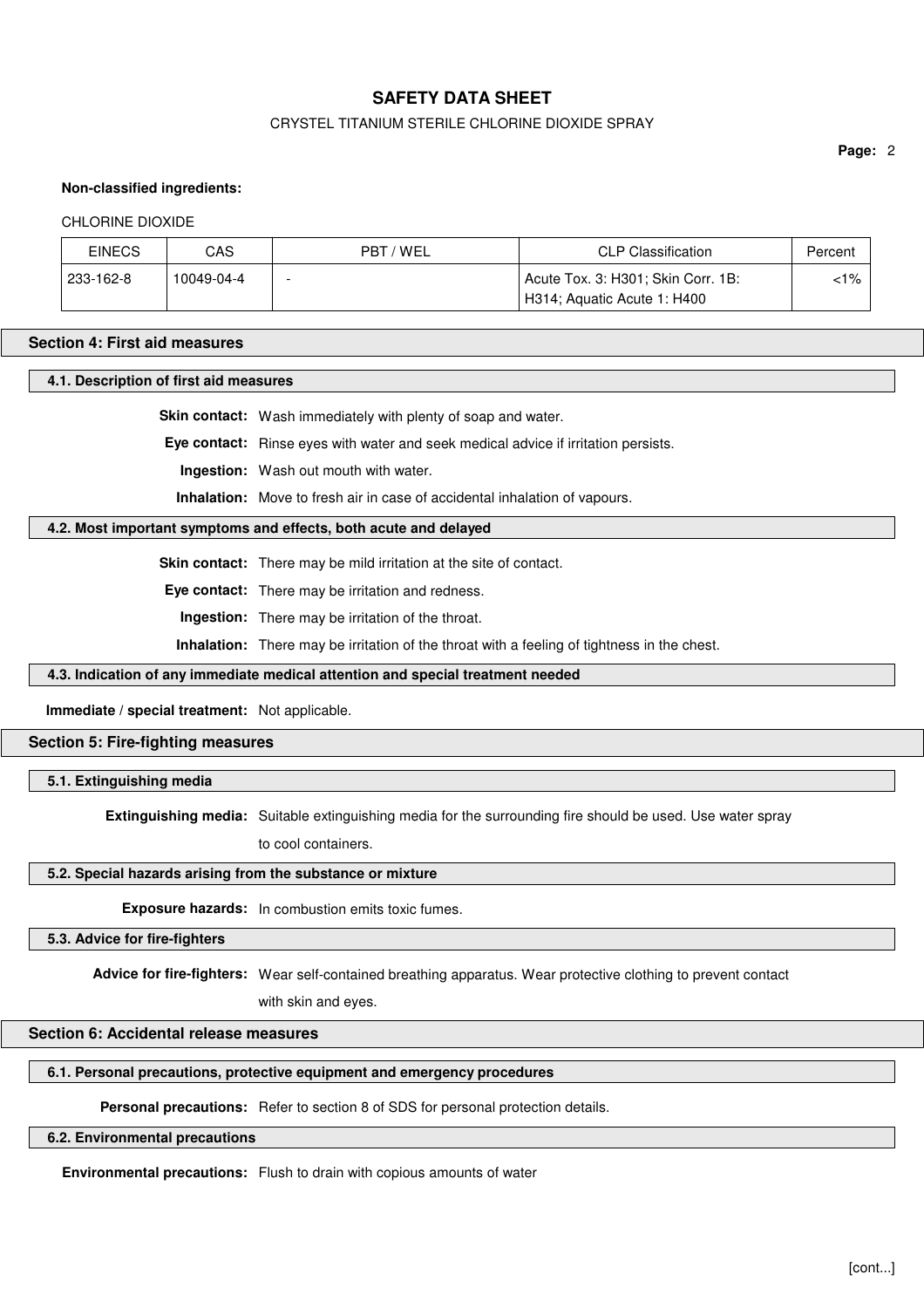**Non-classified ingredients:**

CHLORINE DIOXIDE

| EINECS | CAS | PBT / WEL | CLP Classification | Percent |
|---|---|---|---|---|
| 233-162-8 | 10049-04-4 | - | Acute Tox. 3: H301; Skin Corr. 1B: H314; Aquatic Acute 1: H400 | <1% |

## Section 4: First aid measures

### 4.1. Description of first aid measures

**Skin contact:** Wash immediately with plenty of soap and water.

**Eye contact:** Rinse eyes with water and seek medical advice if irritation persists.

**Ingestion:** Wash out mouth with water.

**Inhalation:** Move to fresh air in case of accidental inhalation of vapours.

### 4.2. Most important symptoms and effects, both acute and delayed

**Skin contact:** There may be mild irritation at the site of contact.

**Eye contact:** There may be irritation and redness.

**Ingestion:** There may be irritation of the throat.

**Inhalation:** There may be irritation of the throat with a feeling of tightness in the chest.

### 4.3. Indication of any immediate medical attention and special treatment needed

**Immediate / special treatment:** Not applicable.

## Section 5: Fire-fighting measures

### 5.1. Extinguishing media

**Extinguishing media:** Suitable extinguishing media for the surrounding fire should be used. Use water spray to cool containers.

### 5.2. Special hazards arising from the substance or mixture

**Exposure hazards:** In combustion emits toxic fumes.

### 5.3. Advice for fire-fighters

**Advice for fire-fighters:** Wear self-contained breathing apparatus. Wear protective clothing to prevent contact with skin and eyes.

## Section 6: Accidental release measures

### 6.1. Personal precautions, protective equipment and emergency procedures

**Personal precautions:** Refer to section 8 of SDS for personal protection details.

### 6.2. Environmental precautions

**Environmental precautions:** Flush to drain with copious amounts of water

[cont...]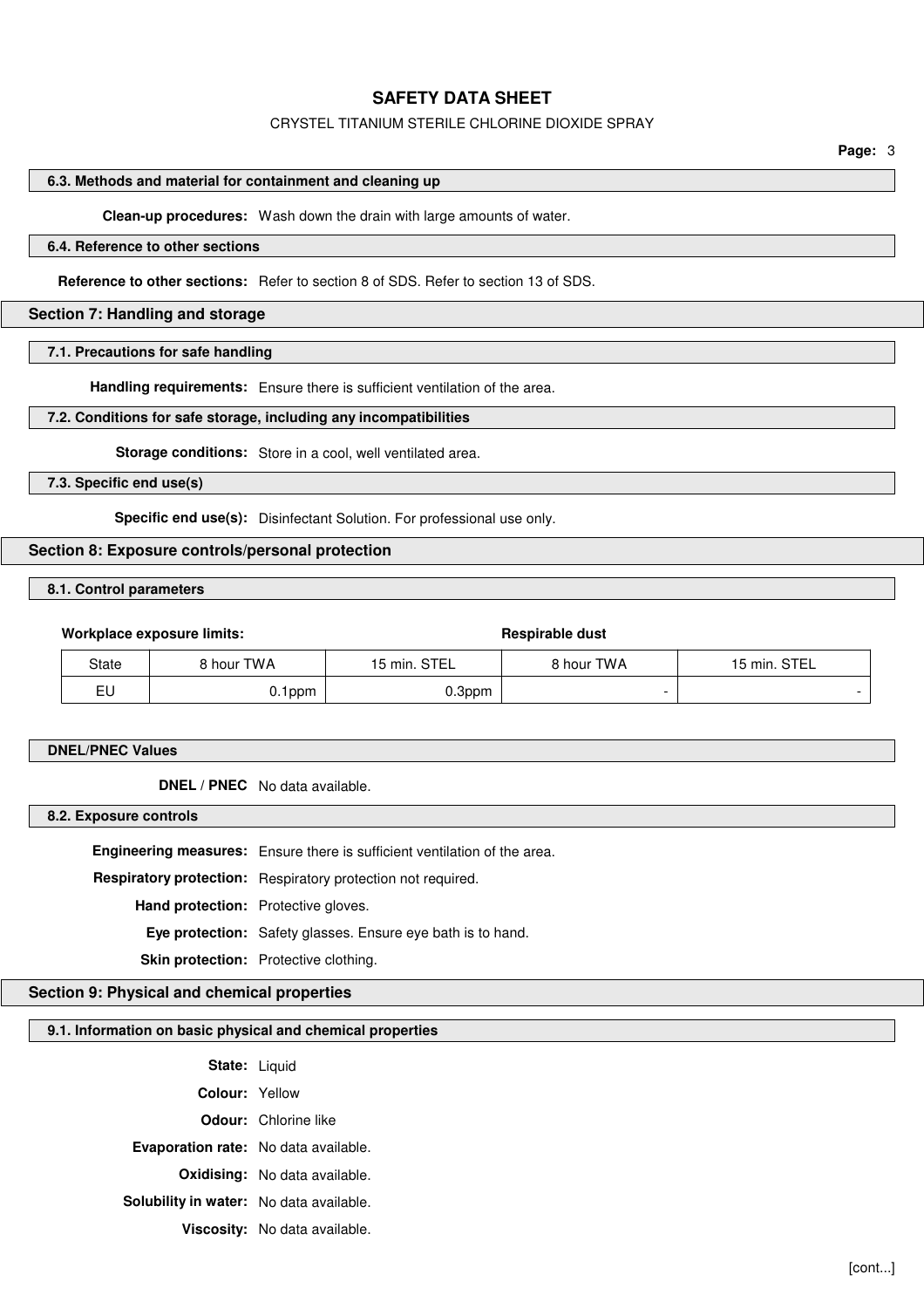### 6.3. Methods and material for containment and cleaning up

**Clean-up procedures:** Wash down the drain with large amounts of water.

### 6.4. Reference to other sections

**Reference to other sections:** Refer to section 8 of SDS. Refer to section 13 of SDS.

## Section 7: Handling and storage

### 7.1. Precautions for safe handling

**Handling requirements:** Ensure there is sufficient ventilation of the area.

### 7.2. Conditions for safe storage, including any incompatibilities

**Storage conditions:** Store in a cool, well ventilated area.

### 7.3. Specific end use(s)

**Specific end use(s):** Disinfectant Solution. For professional use only.

## Section 8: Exposure controls/personal protection

### 8.1. Control parameters

| Workplace exposure limits: | | | Respirable dust | |
|---|---|---|---|---|
| State | 8 hour TWA | 15 min. STEL | 8 hour TWA | 15 min. STEL |
| EU | 0.1ppm | 0.3ppm | - | - |

### DNEL/PNEC Values

**DNEL / PNEC** No data available.

### 8.2. Exposure controls

**Engineering measures:** Ensure there is sufficient ventilation of the area.

**Respiratory protection:** Respiratory protection not required.

**Hand protection:** Protective gloves.

**Eye protection:** Safety glasses. Ensure eye bath is to hand.

**Skin protection:** Protective clothing.

## Section 9: Physical and chemical properties

### 9.1. Information on basic physical and chemical properties

**State:** Liquid

**Colour:** Yellow

**Odour:** Chlorine like

**Evaporation rate:** No data available.

**Oxidising:** No data available.

**Solubility in water:** No data available.

**Viscosity:** No data available.

[cont...]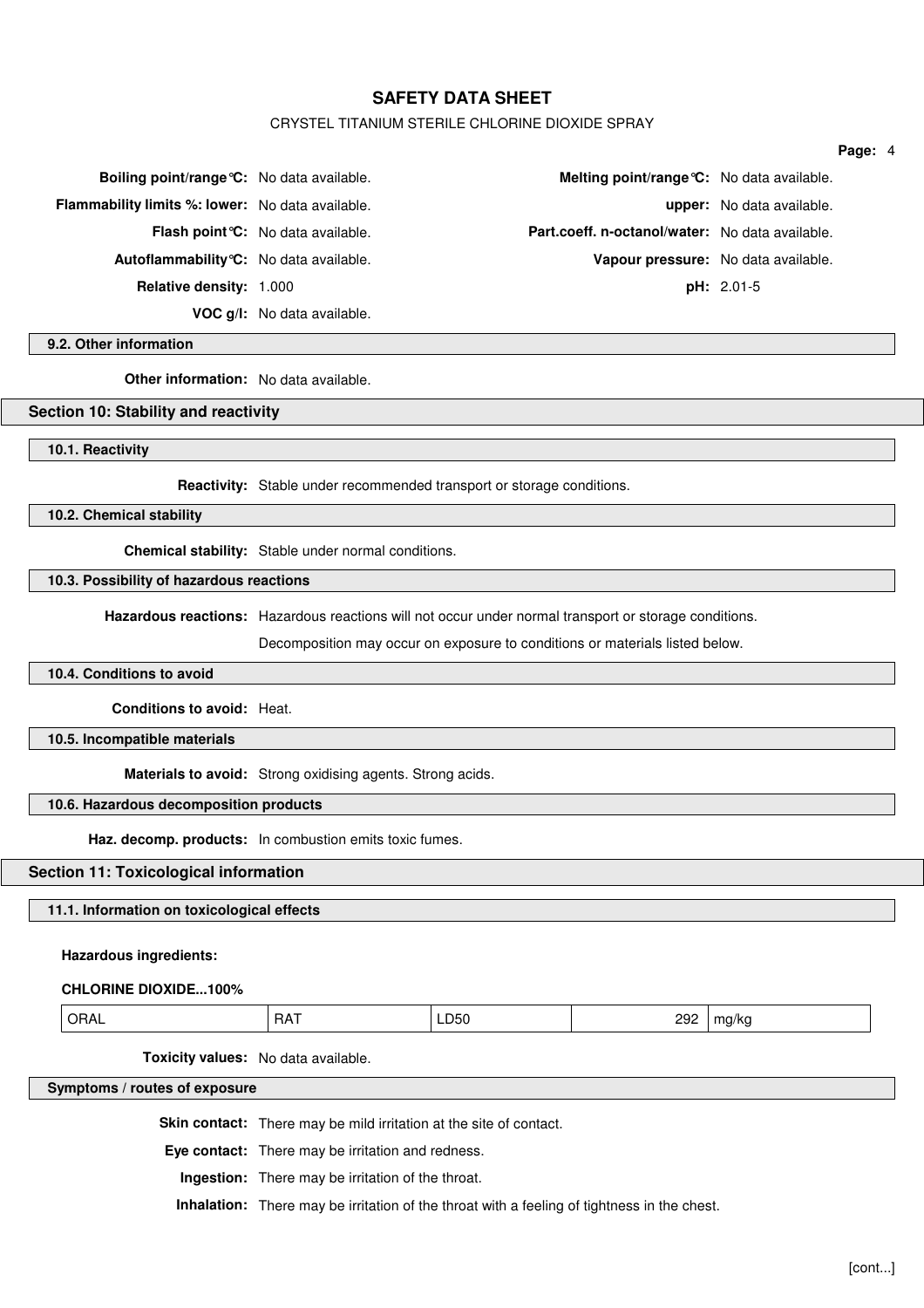**Boiling point/range°C:** No data available. **Melting point/range°C:** No data available.

**Flammability limits %: lower:** No data available. **upper:** No data available.

**Flash point°C:** No data available. **Part.coeff. n-octanol/water:** No data available.

**Autoflammability°C:** No data available. **Vapour pressure:** No data available.

**Relative density:** 1.000 **pH:** 2.01-5

**VOC g/l:** No data available.

### 9.2. Other information

**Other information:** No data available.

## Section 10: Stability and reactivity

### 10.1. Reactivity

**Reactivity:** Stable under recommended transport or storage conditions.

### 10.2. Chemical stability

**Chemical stability:** Stable under normal conditions.

### 10.3. Possibility of hazardous reactions

**Hazardous reactions:** Hazardous reactions will not occur under normal transport or storage conditions.

Decomposition may occur on exposure to conditions or materials listed below.

### 10.4. Conditions to avoid

**Conditions to avoid:** Heat.

### 10.5. Incompatible materials

**Materials to avoid:** Strong oxidising agents. Strong acids.

### 10.6. Hazardous decomposition products

**Haz. decomp. products:** In combustion emits toxic fumes.

## Section 11: Toxicological information

### 11.1. Information on toxicological effects

**Hazardous ingredients:**

**CHLORINE DIOXIDE...100%**

| ORAL | RAT | LD50 | 292 | mg/kg |
|---|---|---|---|---|

**Toxicity values:** No data available.

### Symptoms / routes of exposure

**Skin contact:** There may be mild irritation at the site of contact.

**Eye contact:** There may be irritation and redness.

**Ingestion:** There may be irritation of the throat.

**Inhalation:** There may be irritation of the throat with a feeling of tightness in the chest.

[cont...]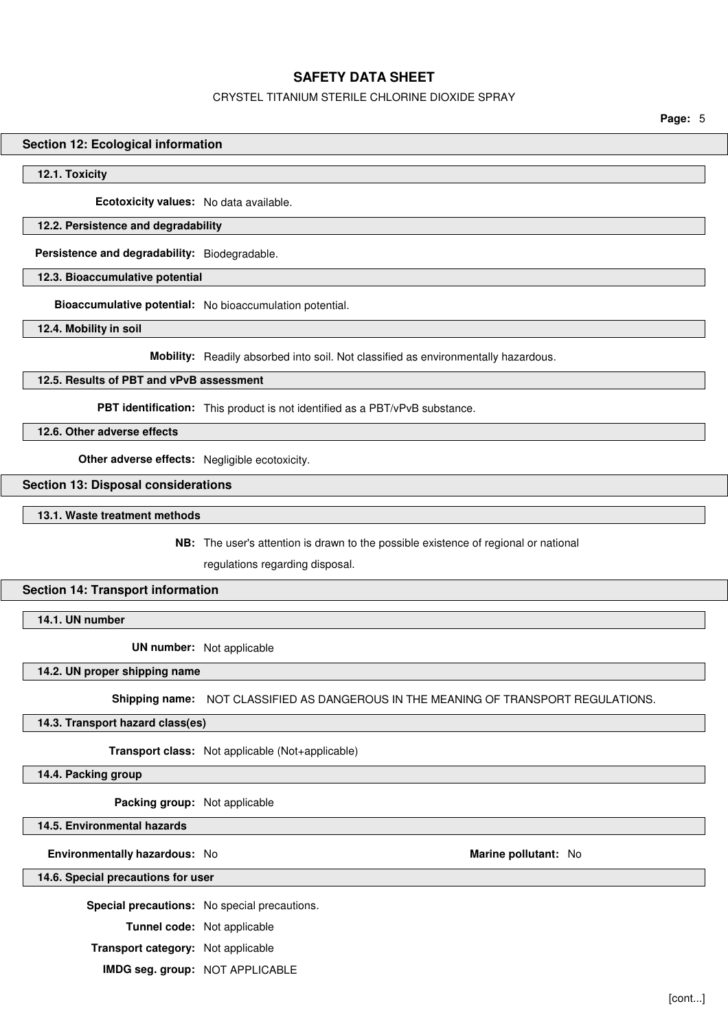## Section 12: Ecological information

### 12.1. Toxicity

**Ecotoxicity values:** No data available.

### 12.2. Persistence and degradability

**Persistence and degradability:** Biodegradable.

### 12.3. Bioaccumulative potential

**Bioaccumulative potential:** No bioaccumulation potential.

### 12.4. Mobility in soil

**Mobility:** Readily absorbed into soil. Not classified as environmentally hazardous.

### 12.5. Results of PBT and vPvB assessment

**PBT identification:** This product is not identified as a PBT/vPvB substance.

### 12.6. Other adverse effects

**Other adverse effects:** Negligible ecotoxicity.

## Section 13: Disposal considerations

### 13.1. Waste treatment methods

**NB:** The user's attention is drawn to the possible existence of regional or national regulations regarding disposal.

## Section 14: Transport information

### 14.1. UN number

**UN number:** Not applicable

### 14.2. UN proper shipping name

**Shipping name:** NOT CLASSIFIED AS DANGEROUS IN THE MEANING OF TRANSPORT REGULATIONS.

### 14.3. Transport hazard class(es)

**Transport class:** Not applicable (Not+applicable)

### 14.4. Packing group

**Packing group:** Not applicable

### 14.5. Environmental hazards

**Environmentally hazardous:** No

**Marine pollutant:** No

### 14.6. Special precautions for user

**Special precautions:** No special precautions.

**Tunnel code:** Not applicable

**Transport category:** Not applicable

**IMDG seg. group:** NOT APPLICABLE

[cont...]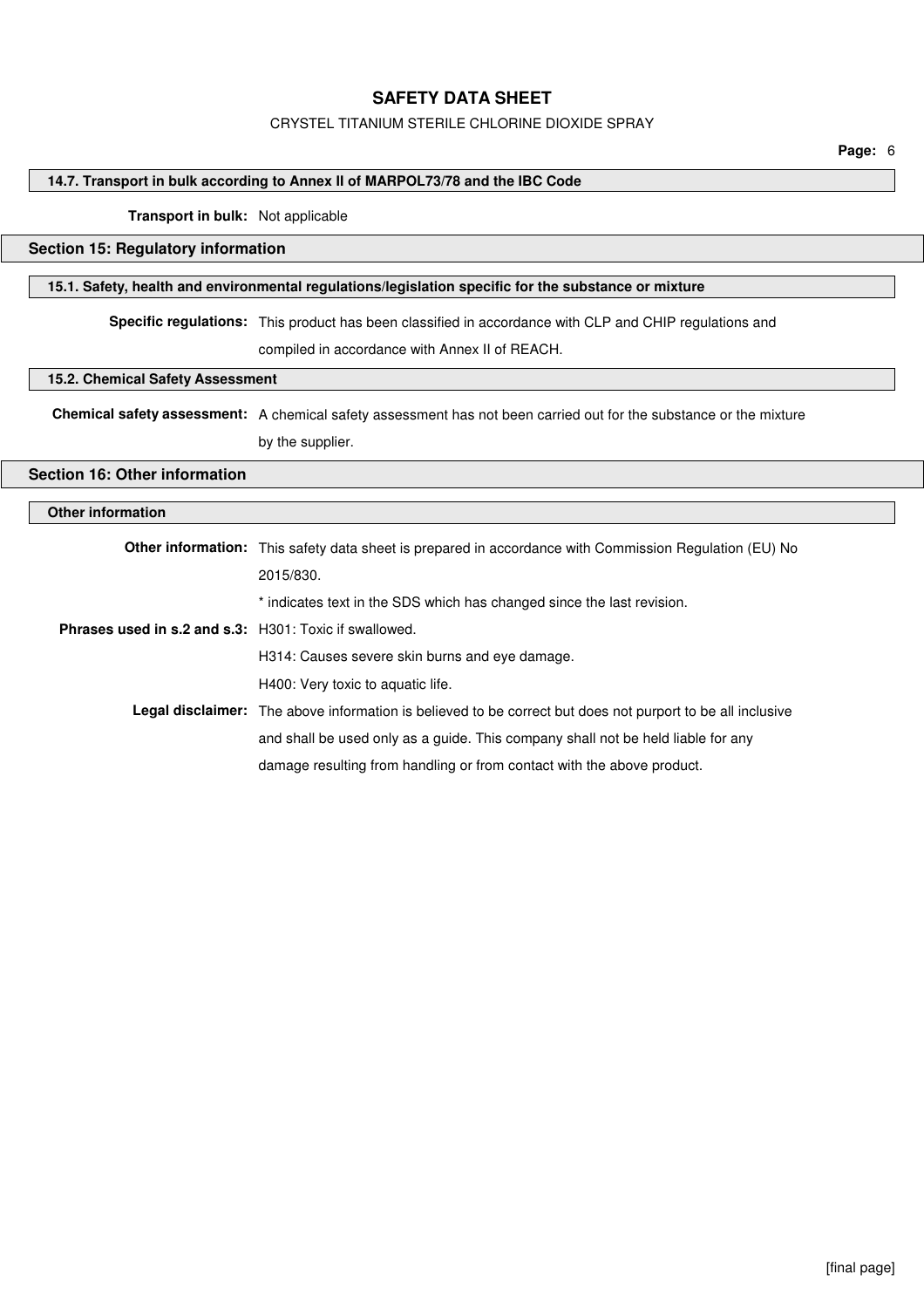### 14.7. Transport in bulk according to Annex II of MARPOL73/78 and the IBC Code

**Transport in bulk:** Not applicable

## Section 15: Regulatory information

### 15.1. Safety, health and environmental regulations/legislation specific for the substance or mixture

**Specific regulations:** This product has been classified in accordance with CLP and CHIP regulations and compiled in accordance with Annex II of REACH.

### 15.2. Chemical Safety Assessment

**Chemical safety assessment:** A chemical safety assessment has not been carried out for the substance or the mixture by the supplier.

## Section 16: Other information

### Other information

**Other information:** This safety data sheet is prepared in accordance with Commission Regulation (EU) No 2015/830.

* indicates text in the SDS which has changed since the last revision.

**Phrases used in s.2 and s.3:** H301: Toxic if swallowed.

H314: Causes severe skin burns and eye damage.

H400: Very toxic to aquatic life.

**Legal disclaimer:** The above information is believed to be correct but does not purport to be all inclusive and shall be used only as a guide. This company shall not be held liable for any damage resulting from handling or from contact with the above product.

[final page]